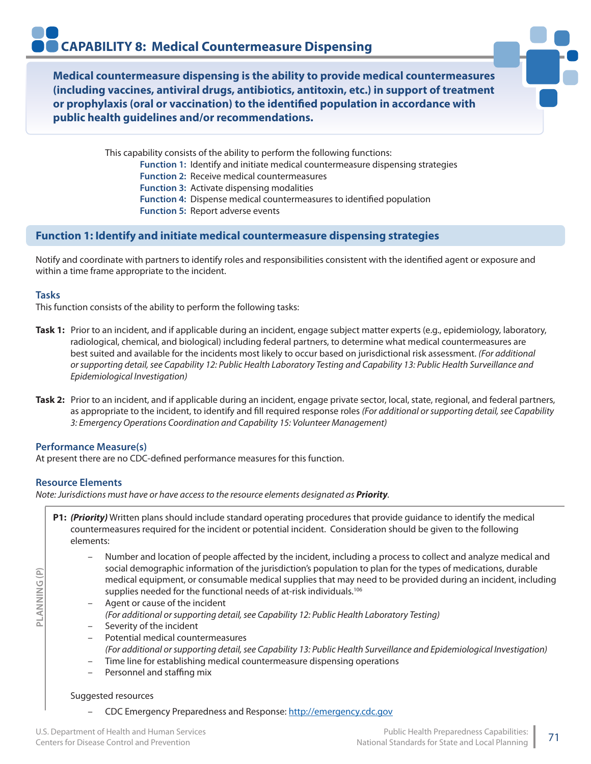# CAPABILITY 8: Medical Countermeasure Dispensing

**Medical countermeasure dispensing is the ability to provide medical countermeasures (including vaccines, antiviral drugs, antibiotics, antitoxin, etc.) in support of treatment or prophylaxis (oral or vaccination) to the identified population in accordance with public health guidelines and/or recommendations.**

This capability consists of the ability to perform the following functions:

- **Function 1:** Identify and initiate medical countermeasure dispensing strategies
- **Function 2:** Receive medical countermeasures
- **Function 3:** Activate dispensing modalities
- **Function 4:** Dispense medical countermeasures to identified population
- **Function 5:** Report adverse events

## Function 1: Identify and initiate medical countermeasure dispensing strategies

Notify and coordinate with partners to identify roles and responsibilities consistent with the identified agent or exposure and within a time frame appropriate to the incident.

### Tasks

This function consists of the ability to perform the following tasks:

**Task 1:** Prior to an incident, and if applicable during an incident, engage subject matter experts (e.g., epidemiology, laboratory, radiological, chemical, and biological) including federal partners, to determine what medical countermeasures are best suited and available for the incidents most likely to occur based on jurisdictional risk assessment. *(For additional or supporting detail, see Capability 12: Public Health Laboratory Testing and Capability 13: Public Health Surveillance and Epidemiological Investigation)*

**Task 2:** Prior to an incident, and if applicable during an incident, engage private sector, local, state, regional, and federal partners, as appropriate to the incident, to identify and fill required response roles *(For additional or supporting detail, see Capability 3: Emergency Operations Coordination and Capability 15: Volunteer Management)*

### Performance Measure(s)

At present there are no CDC-defined performance measures for this function.

### Resource Elements

*Note: Jurisdictions must have or have access to the resource elements designated as **Priority**.*

PLANNING (P)

**P1:** ***(Priority)*** Written plans should include standard operating procedures that provide guidance to identify the medical countermeasures required for the incident or potential incident. Consideration should be given to the following elements:

- Number and location of people affected by the incident, including a process to collect and analyze medical and social demographic information of the jurisdiction's population to plan for the types of medications, durable medical equipment, or consumable medical supplies that may need to be provided during an incident, including supplies needed for the functional needs of at-risk individuals.[106]
- Agent or cause of the incident
  *(For additional or supporting detail, see Capability 12: Public Health Laboratory Testing)*
- Severity of the incident
- Potential medical countermeasures
  *(For additional or supporting detail, see Capability 13: Public Health Surveillance and Epidemiological Investigation)*
- Time line for establishing medical countermeasure dispensing operations
- Personnel and staffing mix

Suggested resources

- CDC Emergency Preparedness and Response: http://emergency.cdc.gov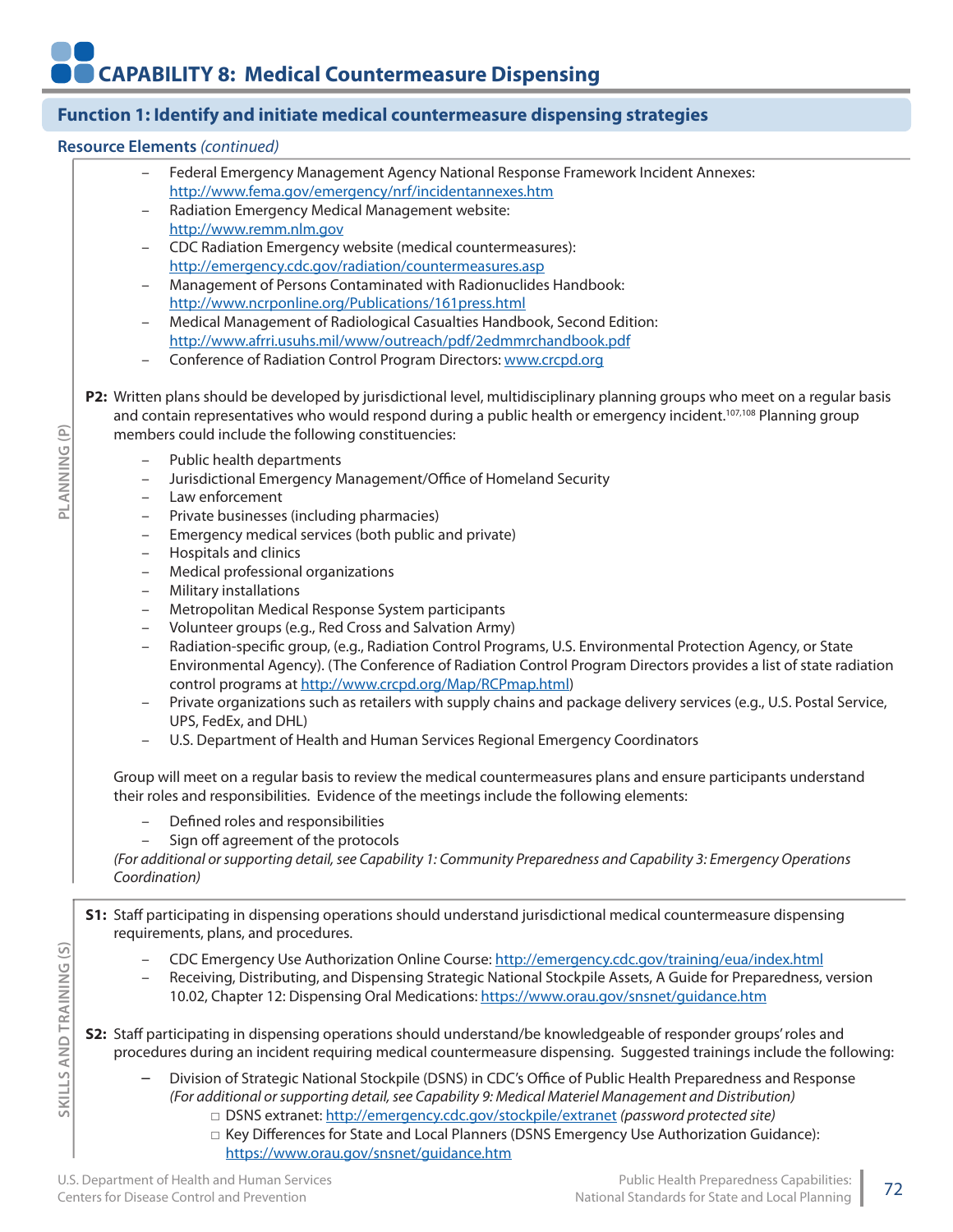# CAPABILITY 8: Medical Countermeasure Dispensing

## Function 1: Identify and initiate medical countermeasure dispensing strategies

### Resource Elements *(continued)*

**PLANNING (P)**

- Federal Emergency Management Agency National Response Framework Incident Annexes: http://www.fema.gov/emergency/nrf/incidentannexes.htm
- Radiation Emergency Medical Management website: http://www.remm.nlm.gov
- CDC Radiation Emergency website (medical countermeasures): http://emergency.cdc.gov/radiation/countermeasures.asp
- Management of Persons Contaminated with Radionuclides Handbook: http://www.ncrponline.org/Publications/161press.html
- Medical Management of Radiological Casualties Handbook, Second Edition: http://www.afrri.usuhs.mil/www/outreach/pdf/2edmmrchandbook.pdf
- Conference of Radiation Control Program Directors: www.crcpd.org

**P2:** Written plans should be developed by jurisdictional level, multidisciplinary planning groups who meet on a regular basis and contain representatives who would respond during a public health or emergency incident.[107,108] Planning group members could include the following constituencies:

- Public health departments
- Jurisdictional Emergency Management/Office of Homeland Security
- Law enforcement
- Private businesses (including pharmacies)
- Emergency medical services (both public and private)
- Hospitals and clinics
- Medical professional organizations
- Military installations
- Metropolitan Medical Response System participants
- Volunteer groups (e.g., Red Cross and Salvation Army)
- Radiation-specific group, (e.g., Radiation Control Programs, U.S. Environmental Protection Agency, or State Environmental Agency). (The Conference of Radiation Control Program Directors provides a list of state radiation control programs at http://www.crcpd.org/Map/RCPmap.html)
- Private organizations such as retailers with supply chains and package delivery services (e.g., U.S. Postal Service, UPS, FedEx, and DHL)
- U.S. Department of Health and Human Services Regional Emergency Coordinators

Group will meet on a regular basis to review the medical countermeasures plans and ensure participants understand their roles and responsibilities. Evidence of the meetings include the following elements:

- Defined roles and responsibilities
- Sign off agreement of the protocols

*(For additional or supporting detail, see Capability 1: Community Preparedness and Capability 3: Emergency Operations Coordination)*

**SKILLS AND TRAINING (S)**

**S1:** Staff participating in dispensing operations should understand jurisdictional medical countermeasure dispensing requirements, plans, and procedures.

- CDC Emergency Use Authorization Online Course: http://emergency.cdc.gov/training/eua/index.html
- Receiving, Distributing, and Dispensing Strategic National Stockpile Assets, A Guide for Preparedness, version 10.02, Chapter 12: Dispensing Oral Medications: https://www.orau.gov/snsnet/guidance.htm

**S2:** Staff participating in dispensing operations should understand/be knowledgeable of responder groups' roles and procedures during an incident requiring medical countermeasure dispensing. Suggested trainings include the following:

- Division of Strategic National Stockpile (DSNS) in CDC's Office of Public Health Preparedness and Response *(For additional or supporting detail, see Capability 9: Medical Materiel Management and Distribution)*
  - DSNS extranet: http://emergency.cdc.gov/stockpile/extranet *(password protected site)*
  - Key Differences for State and Local Planners (DSNS Emergency Use Authorization Guidance): https://www.orau.gov/snsnet/guidance.htm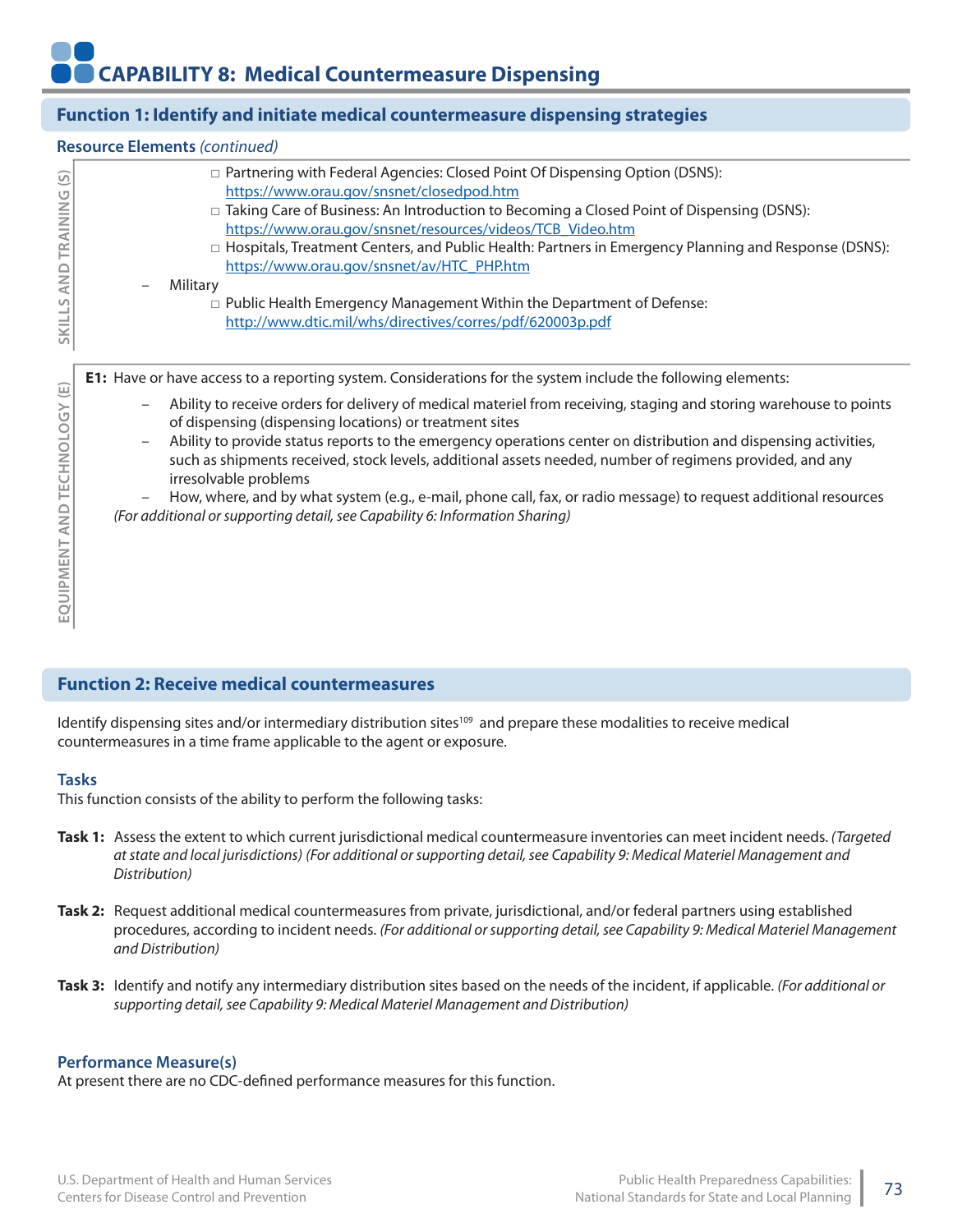# CAPABILITY 8: Medical Countermeasure Dispensing

## Function 1: Identify and initiate medical countermeasure dispensing strategies

### Resource Elements *(continued)*

**SKILLS AND TRAINING (S)**

- Partnering with Federal Agencies: Closed Point Of Dispensing Option (DSNS): https://www.orau.gov/snsnet/closedpod.htm
- Taking Care of Business: An Introduction to Becoming a Closed Point of Dispensing (DSNS): https://www.orau.gov/snsnet/resources/videos/TCB_Video.htm
- Hospitals, Treatment Centers, and Public Health: Partners in Emergency Planning and Response (DSNS): https://www.orau.gov/snsnet/av/HTC_PHP.htm

– Military
- Public Health Emergency Management Within the Department of Defense: http://www.dtic.mil/whs/directives/corres/pdf/620003p.pdf

**EQUIPMENT AND TECHNOLOGY (E)**

**E1:** Have or have access to a reporting system. Considerations for the system include the following elements:

- Ability to receive orders for delivery of medical materiel from receiving, staging and storing warehouse to points of dispensing (dispensing locations) or treatment sites
- Ability to provide status reports to the emergency operations center on distribution and dispensing activities, such as shipments received, stock levels, additional assets needed, number of regimens provided, and any irresolvable problems
- How, where, and by what system (e.g., e-mail, phone call, fax, or radio message) to request additional resources

*(For additional or supporting detail, see Capability 6: Information Sharing)*

## Function 2: Receive medical countermeasures

Identify dispensing sites and/or intermediary distribution sites[109] and prepare these modalities to receive medical countermeasures in a time frame applicable to the agent or exposure.

### Tasks

This function consists of the ability to perform the following tasks:

**Task 1:** Assess the extent to which current jurisdictional medical countermeasure inventories can meet incident needs. *(Targeted at state and local jurisdictions) (For additional or supporting detail, see Capability 9: Medical Materiel Management and Distribution)*

**Task 2:** Request additional medical countermeasures from private, jurisdictional, and/or federal partners using established procedures, according to incident needs. *(For additional or supporting detail, see Capability 9: Medical Materiel Management and Distribution)*

**Task 3:** Identify and notify any intermediary distribution sites based on the needs of the incident, if applicable. *(For additional or supporting detail, see Capability 9: Medical Materiel Management and Distribution)*

### Performance Measure(s)

At present there are no CDC-defined performance measures for this function.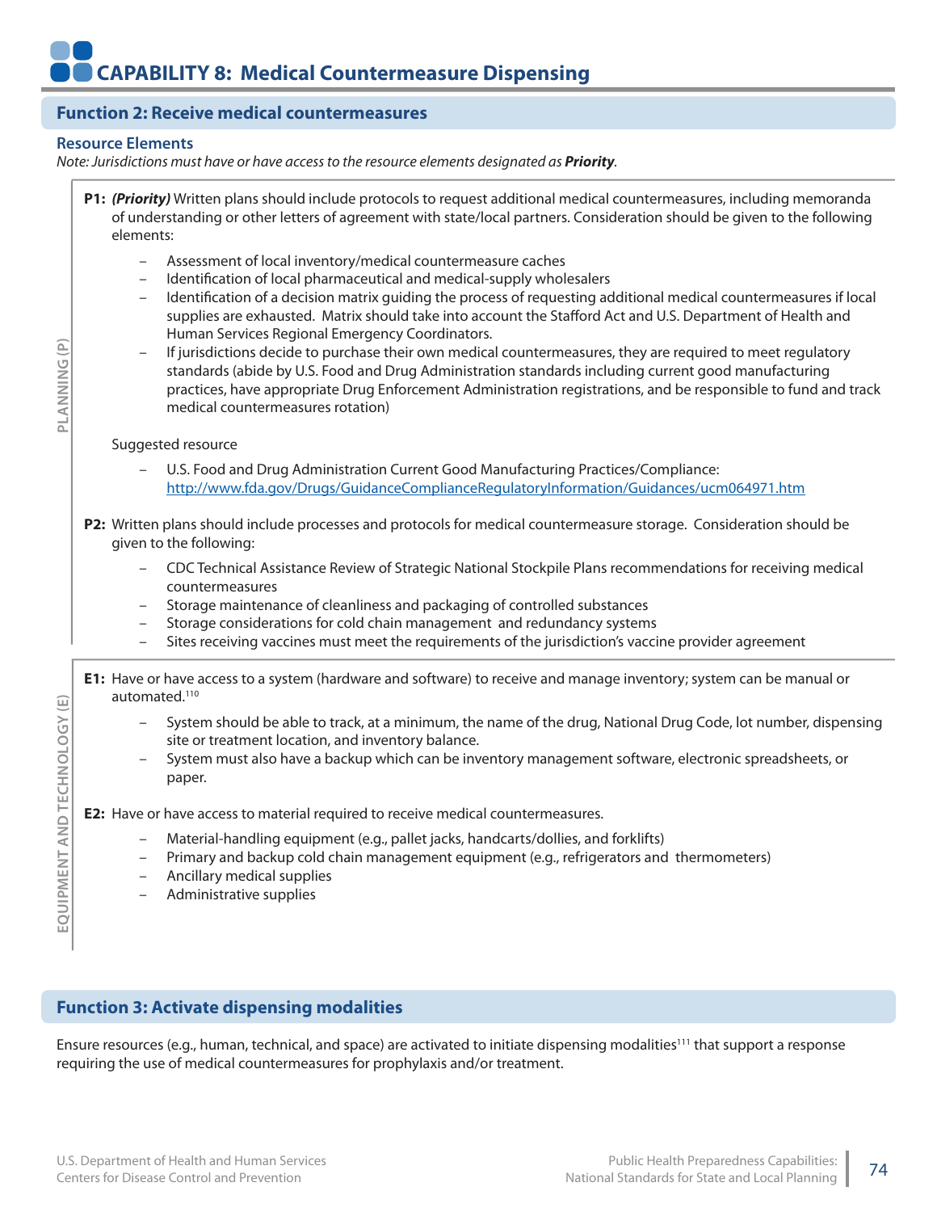# CAPABILITY 8: Medical Countermeasure Dispensing

## Function 2: Receive medical countermeasures

### Resource Elements

*Note: Jurisdictions must have or have access to the resource elements designated as **Priority**.*

#### PLANNING (P)

**P1:** ***(Priority)*** Written plans should include protocols to request additional medical countermeasures, including memoranda of understanding or other letters of agreement with state/local partners. Consideration should be given to the following elements:

- Assessment of local inventory/medical countermeasure caches
- Identification of local pharmaceutical and medical-supply wholesalers
- Identification of a decision matrix guiding the process of requesting additional medical countermeasures if local supplies are exhausted. Matrix should take into account the Stafford Act and U.S. Department of Health and Human Services Regional Emergency Coordinators.
- If jurisdictions decide to purchase their own medical countermeasures, they are required to meet regulatory standards (abide by U.S. Food and Drug Administration standards including current good manufacturing practices, have appropriate Drug Enforcement Administration registrations, and be responsible to fund and track medical countermeasures rotation)

Suggested resource

- U.S. Food and Drug Administration Current Good Manufacturing Practices/Compliance: http://www.fda.gov/Drugs/GuidanceComplianceRegulatoryInformation/Guidances/ucm064971.htm

**P2:** Written plans should include processes and protocols for medical countermeasure storage. Consideration should be given to the following:

- CDC Technical Assistance Review of Strategic National Stockpile Plans recommendations for receiving medical countermeasures
- Storage maintenance of cleanliness and packaging of controlled substances
- Storage considerations for cold chain management and redundancy systems
- Sites receiving vaccines must meet the requirements of the jurisdiction's vaccine provider agreement

#### EQUIPMENT AND TECHNOLOGY (E)

**E1:** Have or have access to a system (hardware and software) to receive and manage inventory; system can be manual or automated.[110]

- System should be able to track, at a minimum, the name of the drug, National Drug Code, lot number, dispensing site or treatment location, and inventory balance.
- System must also have a backup which can be inventory management software, electronic spreadsheets, or paper.

**E2:** Have or have access to material required to receive medical countermeasures.

- Material-handling equipment (e.g., pallet jacks, handcarts/dollies, and forklifts)
- Primary and backup cold chain management equipment (e.g., refrigerators and thermometers)
- Ancillary medical supplies
- Administrative supplies

## Function 3: Activate dispensing modalities

Ensure resources (e.g., human, technical, and space) are activated to initiate dispensing modalities[111] that support a response requiring the use of medical countermeasures for prophylaxis and/or treatment.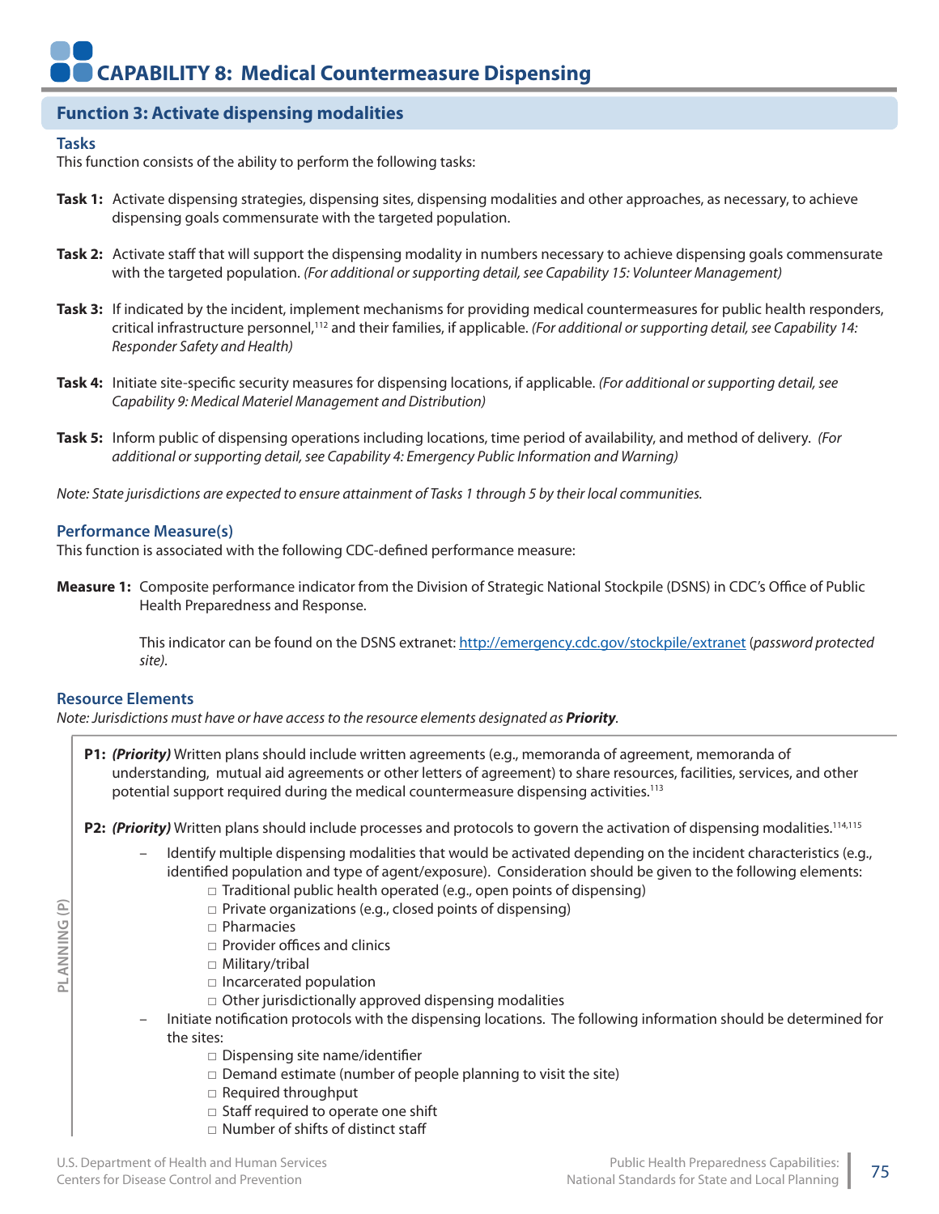# CAPABILITY 8: Medical Countermeasure Dispensing

## Function 3: Activate dispensing modalities

### Tasks

This function consists of the ability to perform the following tasks:

**Task 1:** Activate dispensing strategies, dispensing sites, dispensing modalities and other approaches, as necessary, to achieve dispensing goals commensurate with the targeted population.

**Task 2:** Activate staff that will support the dispensing modality in numbers necessary to achieve dispensing goals commensurate with the targeted population. *(For additional or supporting detail, see Capability 15: Volunteer Management)*

**Task 3:** If indicated by the incident, implement mechanisms for providing medical countermeasures for public health responders, critical infrastructure personnel,[112] and their families, if applicable. *(For additional or supporting detail, see Capability 14: Responder Safety and Health)*

**Task 4:** Initiate site-specific security measures for dispensing locations, if applicable. *(For additional or supporting detail, see Capability 9: Medical Materiel Management and Distribution)*

**Task 5:** Inform public of dispensing operations including locations, time period of availability, and method of delivery. *(For additional or supporting detail, see Capability 4: Emergency Public Information and Warning)*

*Note: State jurisdictions are expected to ensure attainment of Tasks 1 through 5 by their local communities.*

### Performance Measure(s)

This function is associated with the following CDC-defined performance measure:

**Measure 1:** Composite performance indicator from the Division of Strategic National Stockpile (DSNS) in CDC's Office of Public Health Preparedness and Response.

This indicator can be found on the DSNS extranet: http://emergency.cdc.gov/stockpile/extranet (*password protected site)*.

### Resource Elements

*Note: Jurisdictions must have or have access to the resource elements designated as **Priority**.*

PLANNING (P)

**P1:** ***(Priority)*** Written plans should include written agreements (e.g., memoranda of agreement, memoranda of understanding, mutual aid agreements or other letters of agreement) to share resources, facilities, services, and other potential support required during the medical countermeasure dispensing activities.[113]

**P2:** ***(Priority)*** Written plans should include processes and protocols to govern the activation of dispensing modalities.[114,115]

- Identify multiple dispensing modalities that would be activated depending on the incident characteristics (e.g., identified population and type of agent/exposure). Consideration should be given to the following elements:
  - □ Traditional public health operated (e.g., open points of dispensing)
  - □ Private organizations (e.g., closed points of dispensing)
  - □ Pharmacies
  - □ Provider offices and clinics
  - □ Military/tribal
  - □ Incarcerated population
  - □ Other jurisdictionally approved dispensing modalities
- Initiate notification protocols with the dispensing locations. The following information should be determined for the sites:
  - □ Dispensing site name/identifier
  - □ Demand estimate (number of people planning to visit the site)
  - □ Required throughput
  - □ Staff required to operate one shift
  - □ Number of shifts of distinct staff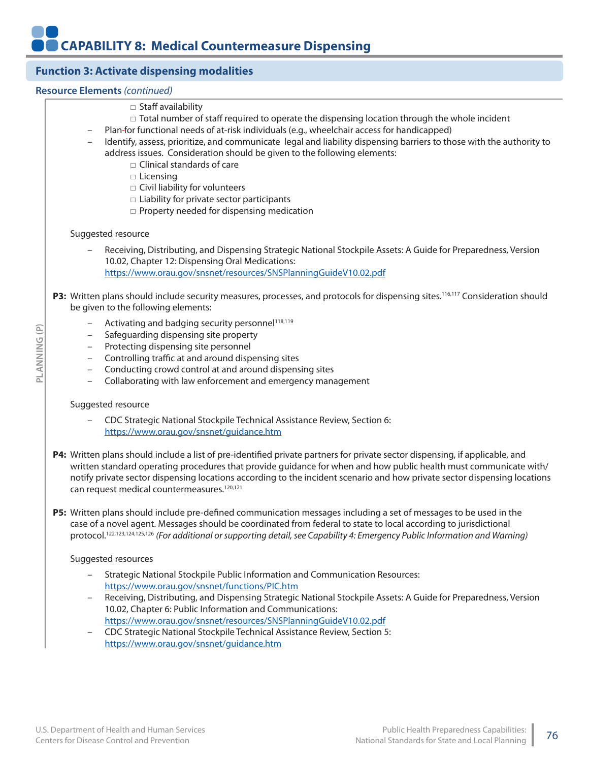# CAPABILITY 8: Medical Countermeasure Dispensing

## Function 3: Activate dispensing modalities

### Resource Elements *(continued)*

- □ Staff availability
- □ Total number of staff required to operate the dispensing location through the whole incident

– Plan for functional needs of at-risk individuals (e.g., wheelchair access for handicapped)

– Identify, assess, prioritize, and communicate legal and liability dispensing barriers to those with the authority to address issues. Consideration should be given to the following elements:

- □ Clinical standards of care
- □ Licensing
- □ Civil liability for volunteers
- □ Liability for private sector participants
- □ Property needed for dispensing medication

Suggested resource

– Receiving, Distributing, and Dispensing Strategic National Stockpile Assets: A Guide for Preparedness, Version 10.02, Chapter 12: Dispensing Oral Medications: https://www.orau.gov/snsnet/resources/SNSPlanningGuideV10.02.pdf

**P3:** Written plans should include security measures, processes, and protocols for dispensing sites.[116,117] Consideration should be given to the following elements:

– Activating and badging security personnel[118,119]
– Safeguarding dispensing site property
– Protecting dispensing site personnel
– Controlling traffic at and around dispensing sites
– Conducting crowd control at and around dispensing sites
– Collaborating with law enforcement and emergency management

Suggested resource

– CDC Strategic National Stockpile Technical Assistance Review, Section 6: https://www.orau.gov/snsnet/guidance.htm

**P4:** Written plans should include a list of pre-identified private partners for private sector dispensing, if applicable, and written standard operating procedures that provide guidance for when and how public health must communicate with/notify private sector dispensing locations according to the incident scenario and how private sector dispensing locations can request medical countermeasures.[120,121]

**P5:** Written plans should include pre-defined communication messages including a set of messages to be used in the case of a novel agent. Messages should be coordinated from federal to state to local according to jurisdictional protocol.[122,123,124,125,126] *(For additional or supporting detail, see Capability 4: Emergency Public Information and Warning)*

Suggested resources

– Strategic National Stockpile Public Information and Communication Resources: https://www.orau.gov/snsnet/functions/PIC.htm
– Receiving, Distributing, and Dispensing Strategic National Stockpile Assets: A Guide for Preparedness, Version 10.02, Chapter 6: Public Information and Communications: https://www.orau.gov/snsnet/resources/SNSPlanningGuideV10.02.pdf
– CDC Strategic National Stockpile Technical Assistance Review, Section 5: https://www.orau.gov/snsnet/guidance.htm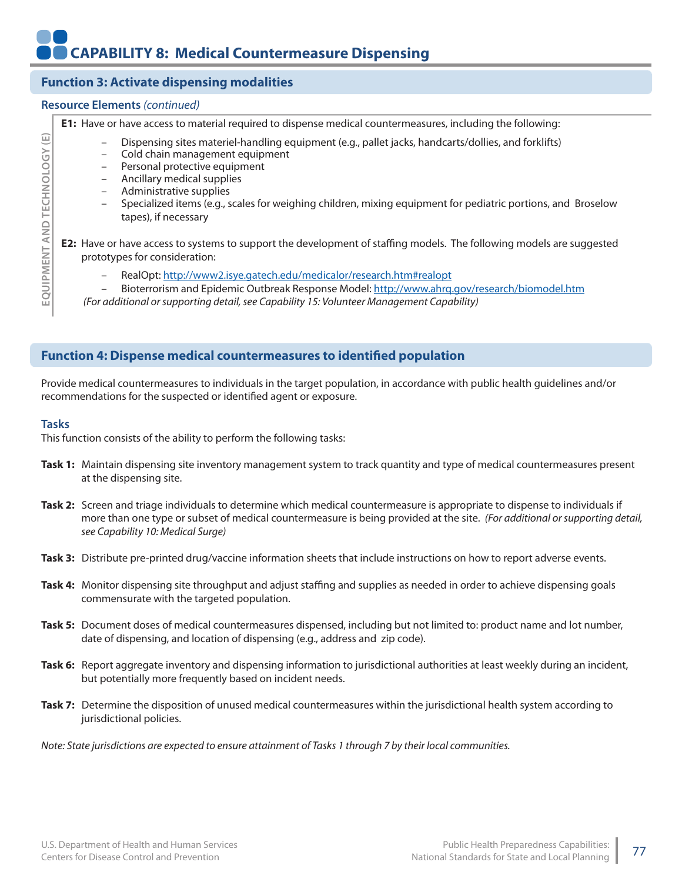# CAPABILITY 8: Medical Countermeasure Dispensing

## Function 3: Activate dispensing modalities

### Resource Elements *(continued)*

EQUIPMENT AND TECHNOLOGY (E)

**E1:** Have or have access to material required to dispense medical countermeasures, including the following:

- Dispensing sites materiel-handling equipment (e.g., pallet jacks, handcarts/dollies, and forklifts)
- Cold chain management equipment
- Personal protective equipment
- Ancillary medical supplies
- Administrative supplies
- Specialized items (e.g., scales for weighing children, mixing equipment for pediatric portions, and Broselow tapes), if necessary

**E2:** Have or have access to systems to support the development of staffing models. The following models are suggested prototypes for consideration:

- RealOpt: http://www2.isye.gatech.edu/medicalor/research.htm#realopt
- Bioterrorism and Epidemic Outbreak Response Model: http://www.ahrq.gov/research/biomodel.htm

*(For additional or supporting detail, see Capability 15: Volunteer Management Capability)*

## Function 4: Dispense medical countermeasures to identified population

Provide medical countermeasures to individuals in the target population, in accordance with public health guidelines and/or recommendations for the suspected or identified agent or exposure.

### Tasks

This function consists of the ability to perform the following tasks:

**Task 1:** Maintain dispensing site inventory management system to track quantity and type of medical countermeasures present at the dispensing site.

**Task 2:** Screen and triage individuals to determine which medical countermeasure is appropriate to dispense to individuals if more than one type or subset of medical countermeasure is being provided at the site. *(For additional or supporting detail, see Capability 10: Medical Surge)*

**Task 3:** Distribute pre-printed drug/vaccine information sheets that include instructions on how to report adverse events.

**Task 4:** Monitor dispensing site throughput and adjust staffing and supplies as needed in order to achieve dispensing goals commensurate with the targeted population.

**Task 5:** Document doses of medical countermeasures dispensed, including but not limited to: product name and lot number, date of dispensing, and location of dispensing (e.g., address and zip code).

**Task 6:** Report aggregate inventory and dispensing information to jurisdictional authorities at least weekly during an incident, but potentially more frequently based on incident needs.

**Task 7:** Determine the disposition of unused medical countermeasures within the jurisdictional health system according to jurisdictional policies.

*Note: State jurisdictions are expected to ensure attainment of Tasks 1 through 7 by their local communities.*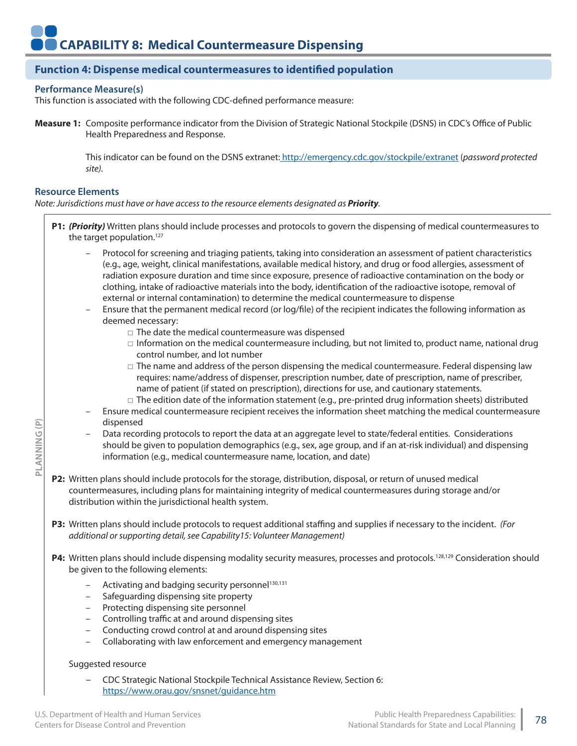# CAPABILITY 8: Medical Countermeasure Dispensing

## Function 4: Dispense medical countermeasures to identified population

### Performance Measure(s)

This function is associated with the following CDC-defined performance measure:

**Measure 1:** Composite performance indicator from the Division of Strategic National Stockpile (DSNS) in CDC's Office of Public Health Preparedness and Response.

This indicator can be found on the DSNS extranet: http://emergency.cdc.gov/stockpile/extranet (*password protected site)*.

### Resource Elements

*Note: Jurisdictions must have or have access to the resource elements designated as* ***Priority****.*

PLANNING (P)

**P1:** ***(Priority)*** Written plans should include processes and protocols to govern the dispensing of medical countermeasures to the target population.[127]

- Protocol for screening and triaging patients, taking into consideration an assessment of patient characteristics (e.g., age, weight, clinical manifestations, available medical history, and drug or food allergies, assessment of radiation exposure duration and time since exposure, presence of radioactive contamination on the body or clothing, intake of radioactive materials into the body, identification of the radioactive isotope, removal of external or internal contamination) to determine the medical countermeasure to dispense
- Ensure that the permanent medical record (or log/file) of the recipient indicates the following information as deemed necessary:
  - □ The date the medical countermeasure was dispensed
  - □ Information on the medical countermeasure including, but not limited to, product name, national drug control number, and lot number
  - □ The name and address of the person dispensing the medical countermeasure. Federal dispensing law requires: name/address of dispenser, prescription number, date of prescription, name of prescriber, name of patient (if stated on prescription), directions for use, and cautionary statements.
  - □ The edition date of the information statement (e.g., pre-printed drug information sheets) distributed
- Ensure medical countermeasure recipient receives the information sheet matching the medical countermeasure dispensed
- Data recording protocols to report the data at an aggregate level to state/federal entities. Considerations should be given to population demographics (e.g., sex, age group, and if an at-risk individual) and dispensing information (e.g., medical countermeasure name, location, and date)

**P2:** Written plans should include protocols for the storage, distribution, disposal, or return of unused medical countermeasures, including plans for maintaining integrity of medical countermeasures during storage and/or distribution within the jurisdictional health system.

**P3:** Written plans should include protocols to request additional staffing and supplies if necessary to the incident. *(For additional or supporting detail, see Capability15: Volunteer Management)*

**P4:** Written plans should include dispensing modality security measures, processes and protocols.[128,129] Consideration should be given to the following elements:

- Activating and badging security personnel[130,131]
- Safeguarding dispensing site property
- Protecting dispensing site personnel
- Controlling traffic at and around dispensing sites
- Conducting crowd control at and around dispensing sites
- Collaborating with law enforcement and emergency management

Suggested resource

- CDC Strategic National Stockpile Technical Assistance Review, Section 6: https://www.orau.gov/snsnet/guidance.htm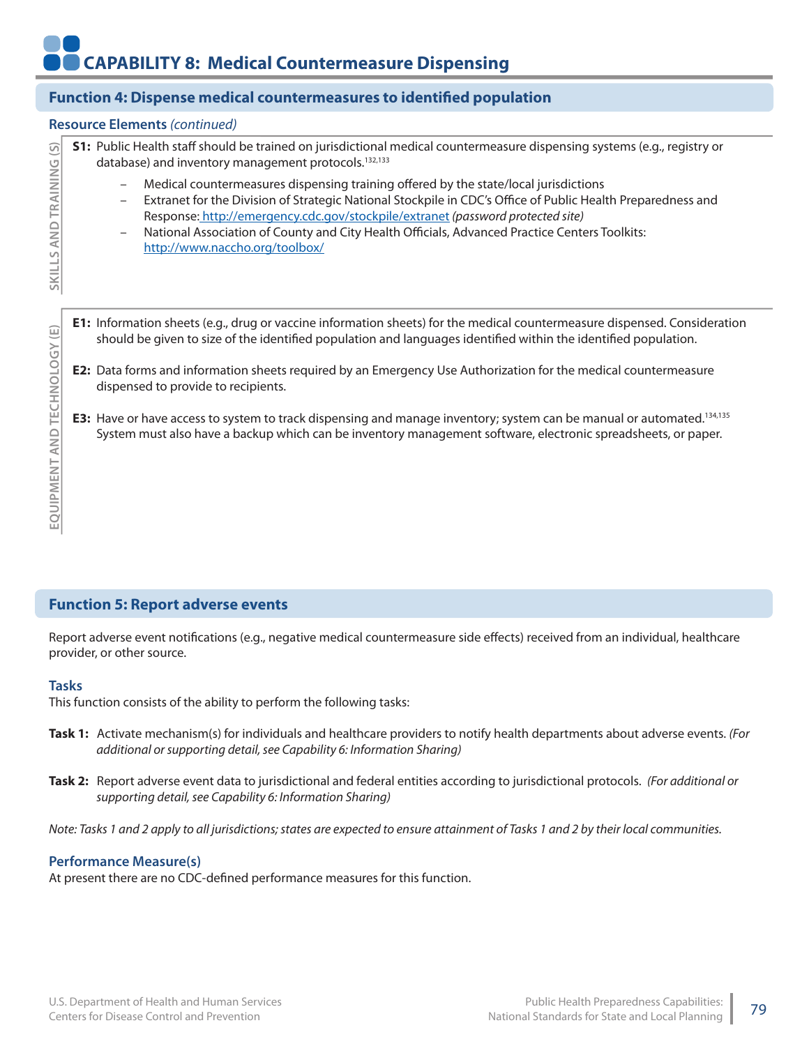# CAPABILITY 8: Medical Countermeasure Dispensing

## Function 4: Dispense medical countermeasures to identified population

### Resource Elements *(continued)*

**SKILLS AND TRAINING (S)**

**S1:** Public Health staff should be trained on jurisdictional medical countermeasure dispensing systems (e.g., registry or database) and inventory management protocols.[132,133]

- Medical countermeasures dispensing training offered by the state/local jurisdictions
- Extranet for the Division of Strategic National Stockpile in CDC's Office of Public Health Preparedness and Response: http://emergency.cdc.gov/stockpile/extranet *(password protected site)*
- National Association of County and City Health Officials, Advanced Practice Centers Toolkits: http://www.naccho.org/toolbox/

**EQUIPMENT AND TECHNOLOGY (E)**

**E1:** Information sheets (e.g., drug or vaccine information sheets) for the medical countermeasure dispensed. Consideration should be given to size of the identified population and languages identified within the identified population.

**E2:** Data forms and information sheets required by an Emergency Use Authorization for the medical countermeasure dispensed to provide to recipients.

**E3:** Have or have access to system to track dispensing and manage inventory; system can be manual or automated.[134,135] System must also have a backup which can be inventory management software, electronic spreadsheets, or paper.

## Function 5: Report adverse events

Report adverse event notifications (e.g., negative medical countermeasure side effects) received from an individual, healthcare provider, or other source.

### Tasks

This function consists of the ability to perform the following tasks:

**Task 1:** Activate mechanism(s) for individuals and healthcare providers to notify health departments about adverse events. *(For additional or supporting detail, see Capability 6: Information Sharing)*

**Task 2:** Report adverse event data to jurisdictional and federal entities according to jurisdictional protocols. *(For additional or supporting detail, see Capability 6: Information Sharing)*

*Note: Tasks 1 and 2 apply to all jurisdictions; states are expected to ensure attainment of Tasks 1 and 2 by their local communities.*

### Performance Measure(s)

At present there are no CDC-defined performance measures for this function.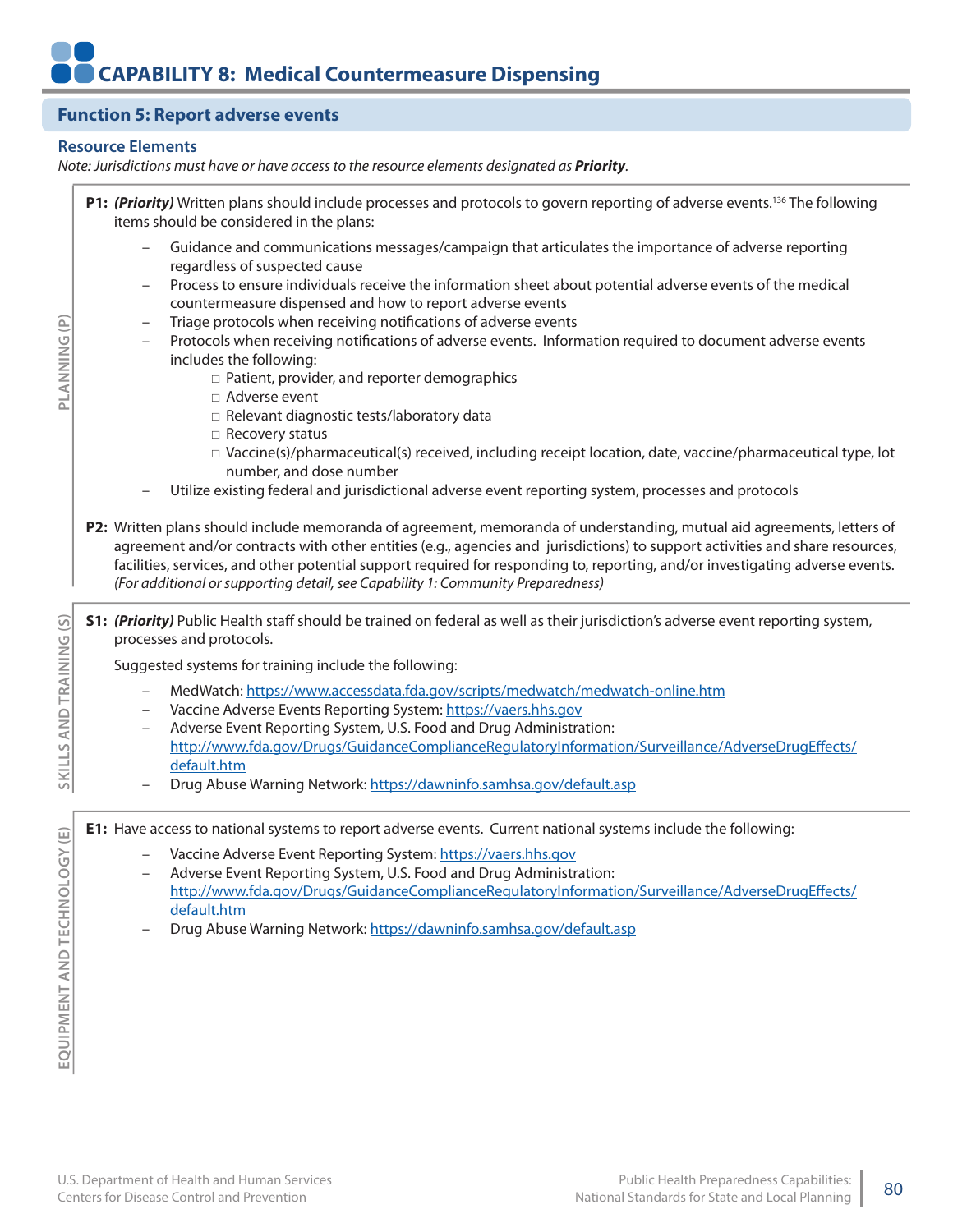# CAPABILITY 8: Medical Countermeasure Dispensing

## Function 5: Report adverse events

### Resource Elements

*Note: Jurisdictions must have or have access to the resource elements designated as **Priority**.*

PLANNING (P)

**P1:** ***(Priority)*** Written plans should include processes and protocols to govern reporting of adverse events.[136] The following items should be considered in the plans:

- Guidance and communications messages/campaign that articulates the importance of adverse reporting regardless of suspected cause
- Process to ensure individuals receive the information sheet about potential adverse events of the medical countermeasure dispensed and how to report adverse events
- Triage protocols when receiving notifications of adverse events
- Protocols when receiving notifications of adverse events. Information required to document adverse events includes the following:
  - □ Patient, provider, and reporter demographics
  - □ Adverse event
  - □ Relevant diagnostic tests/laboratory data
  - □ Recovery status
  - □ Vaccine(s)/pharmaceutical(s) received, including receipt location, date, vaccine/pharmaceutical type, lot number, and dose number
- Utilize existing federal and jurisdictional adverse event reporting system, processes and protocols

**P2:** Written plans should include memoranda of agreement, memoranda of understanding, mutual aid agreements, letters of agreement and/or contracts with other entities (e.g., agencies and jurisdictions) to support activities and share resources, facilities, services, and other potential support required for responding to, reporting, and/or investigating adverse events. *(For additional or supporting detail, see Capability 1: Community Preparedness)*

SKILLS AND TRAINING (S)

**S1:** ***(Priority)*** Public Health staff should be trained on federal as well as their jurisdiction's adverse event reporting system, processes and protocols.

Suggested systems for training include the following:

- MedWatch: https://www.accessdata.fda.gov/scripts/medwatch/medwatch-online.htm
- Vaccine Adverse Events Reporting System: https://vaers.hhs.gov
- Adverse Event Reporting System, U.S. Food and Drug Administration: http://www.fda.gov/Drugs/GuidanceComplianceRegulatoryInformation/Surveillance/AdverseDrugEffects/default.htm
- Drug Abuse Warning Network: https://dawninfo.samhsa.gov/default.asp

EQUIPMENT AND TECHNOLOGY (E)

**E1:** Have access to national systems to report adverse events. Current national systems include the following:

- Vaccine Adverse Event Reporting System: https://vaers.hhs.gov
- Adverse Event Reporting System, U.S. Food and Drug Administration: http://www.fda.gov/Drugs/GuidanceComplianceRegulatoryInformation/Surveillance/AdverseDrugEffects/default.htm
- Drug Abuse Warning Network: https://dawninfo.samhsa.gov/default.asp